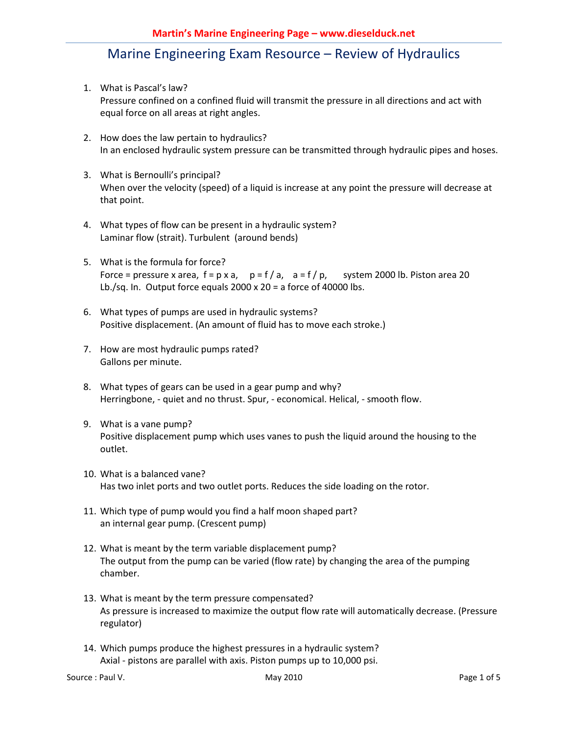# Marine Engineering Exam Resource – Review of Hydraulics

1. What is Pascal's law?
   Pressure confined on a confined fluid will transmit the pressure in all directions and act with equal force on all areas at right angles.

2. How does the law pertain to hydraulics?
   In an enclosed hydraulic system pressure can be transmitted through hydraulic pipes and hoses.

3. What is Bernoulli's principal?
   When over the velocity (speed) of a liquid is increase at any point the pressure will decrease at that point.

4. What types of flow can be present in a hydraulic system?
   Laminar flow (strait). Turbulent (around bends)

5. What is the formula for force?
   Force = pressure x area, $f = p \times a$, $p = f / a$, $a = f / p$, system 2000 lb. Piston area 20 Lb./sq. In. Output force equals 2000 x 20 = a force of 40000 lbs.

6. What types of pumps are used in hydraulic systems?
   Positive displacement. (An amount of fluid has to move each stroke.)

7. How are most hydraulic pumps rated?
   Gallons per minute.

8. What types of gears can be used in a gear pump and why?
   Herringbone, - quiet and no thrust. Spur, - economical. Helical, - smooth flow.

9. What is a vane pump?
   Positive displacement pump which uses vanes to push the liquid around the housing to the outlet.

10. What is a balanced vane?
    Has two inlet ports and two outlet ports. Reduces the side loading on the rotor.

11. Which type of pump would you find a half moon shaped part?
    an internal gear pump. (Crescent pump)

12. What is meant by the term variable displacement pump?
    The output from the pump can be varied (flow rate) by changing the area of the pumping chamber.

13. What is meant by the term pressure compensated?
    As pressure is increased to maximize the output flow rate will automatically decrease. (Pressure regulator)

14. Which pumps produce the highest pressures in a hydraulic system?
    Axial - pistons are parallel with axis. Piston pumps up to 10,000 psi.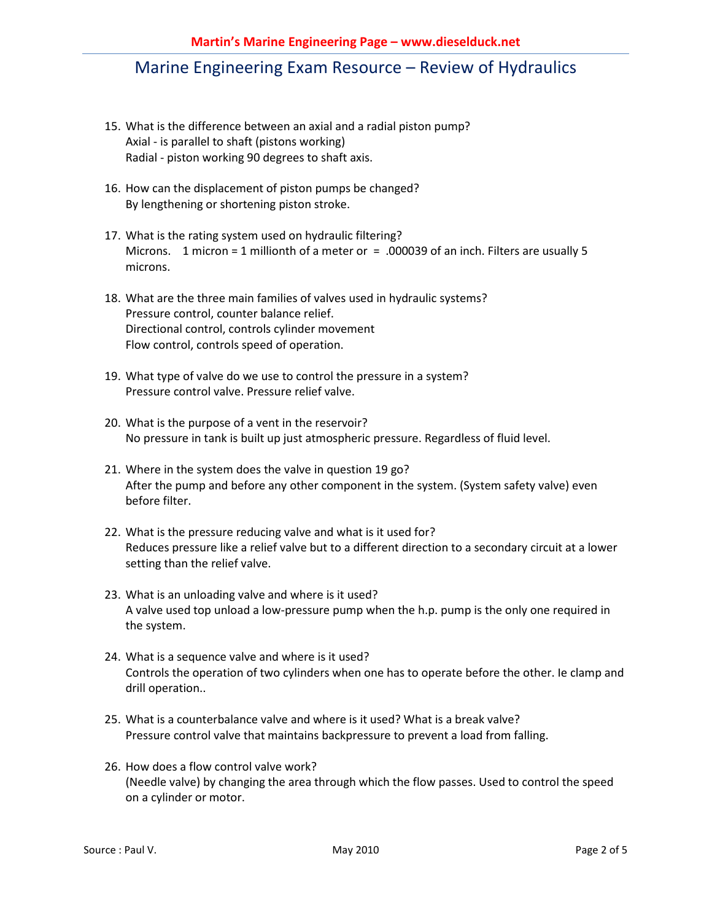# Marine Engineering Exam Resource – Review of Hydraulics

15. What is the difference between an axial and a radial piston pump?
    Axial - is parallel to shaft (pistons working)
    Radial - piston working 90 degrees to shaft axis.

16. How can the displacement of piston pumps be changed?
    By lengthening or shortening piston stroke.

17. What is the rating system used on hydraulic filtering?
    Microns. 1 micron = 1 millionth of a meter or = .000039 of an inch. Filters are usually 5 microns.

18. What are the three main families of valves used in hydraulic systems?
    Pressure control, counter balance relief.
    Directional control, controls cylinder movement
    Flow control, controls speed of operation.

19. What type of valve do we use to control the pressure in a system?
    Pressure control valve. Pressure relief valve.

20. What is the purpose of a vent in the reservoir?
    No pressure in tank is built up just atmospheric pressure. Regardless of fluid level.

21. Where in the system does the valve in question 19 go?
    After the pump and before any other component in the system. (System safety valve) even before filter.

22. What is the pressure reducing valve and what is it used for?
    Reduces pressure like a relief valve but to a different direction to a secondary circuit at a lower setting than the relief valve.

23. What is an unloading valve and where is it used?
    A valve used top unload a low-pressure pump when the h.p. pump is the only one required in the system.

24. What is a sequence valve and where is it used?
    Controls the operation of two cylinders when one has to operate before the other. Ie clamp and drill operation..

25. What is a counterbalance valve and where is it used? What is a break valve?
    Pressure control valve that maintains backpressure to prevent a load from falling.

26. How does a flow control valve work?
    (Needle valve) by changing the area through which the flow passes. Used to control the speed on a cylinder or motor.

Source : Paul V. May 2010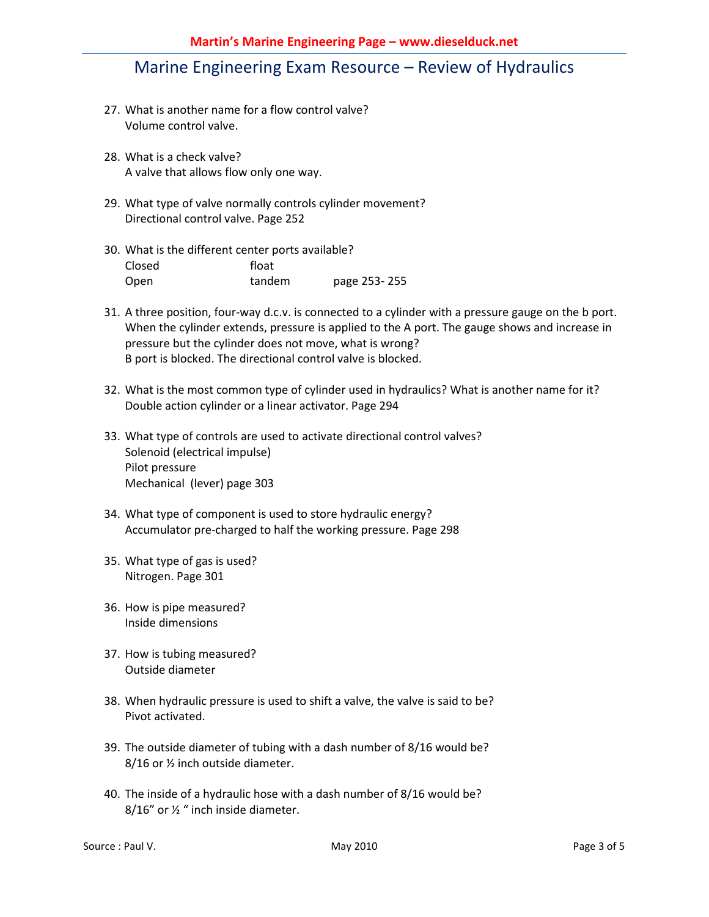27. What is another name for a flow control valve?
    Volume control valve.

28. What is a check valve?
    A valve that allows flow only one way.

29. What type of valve normally controls cylinder movement?
    Directional control valve. Page 252

30. What is the different center ports available?

    | | | |
    |---|---|---|
    | Closed | float | |
    | Open | tandem | page 253- 255 |

31. A three position, four-way d.c.v. is connected to a cylinder with a pressure gauge on the b port. When the cylinder extends, pressure is applied to the A port. The gauge shows and increase in pressure but the cylinder does not move, what is wrong?
    B port is blocked. The directional control valve is blocked.

32. What is the most common type of cylinder used in hydraulics? What is another name for it?
    Double action cylinder or a linear activator. Page 294

33. What type of controls are used to activate directional control valves?
    Solenoid (electrical impulse)
    Pilot pressure
    Mechanical (lever) page 303

34. What type of component is used to store hydraulic energy?
    Accumulator pre-charged to half the working pressure. Page 298

35. What type of gas is used?
    Nitrogen. Page 301

36. How is pipe measured?
    Inside dimensions

37. How is tubing measured?
    Outside diameter

38. When hydraulic pressure is used to shift a valve, the valve is said to be?
    Pivot activated.

39. The outside diameter of tubing with a dash number of 8/16 would be?
    8/16 or ½ inch outside diameter.

40. The inside of a hydraulic hose with a dash number of 8/16 would be?
    8/16" or ½ " inch inside diameter.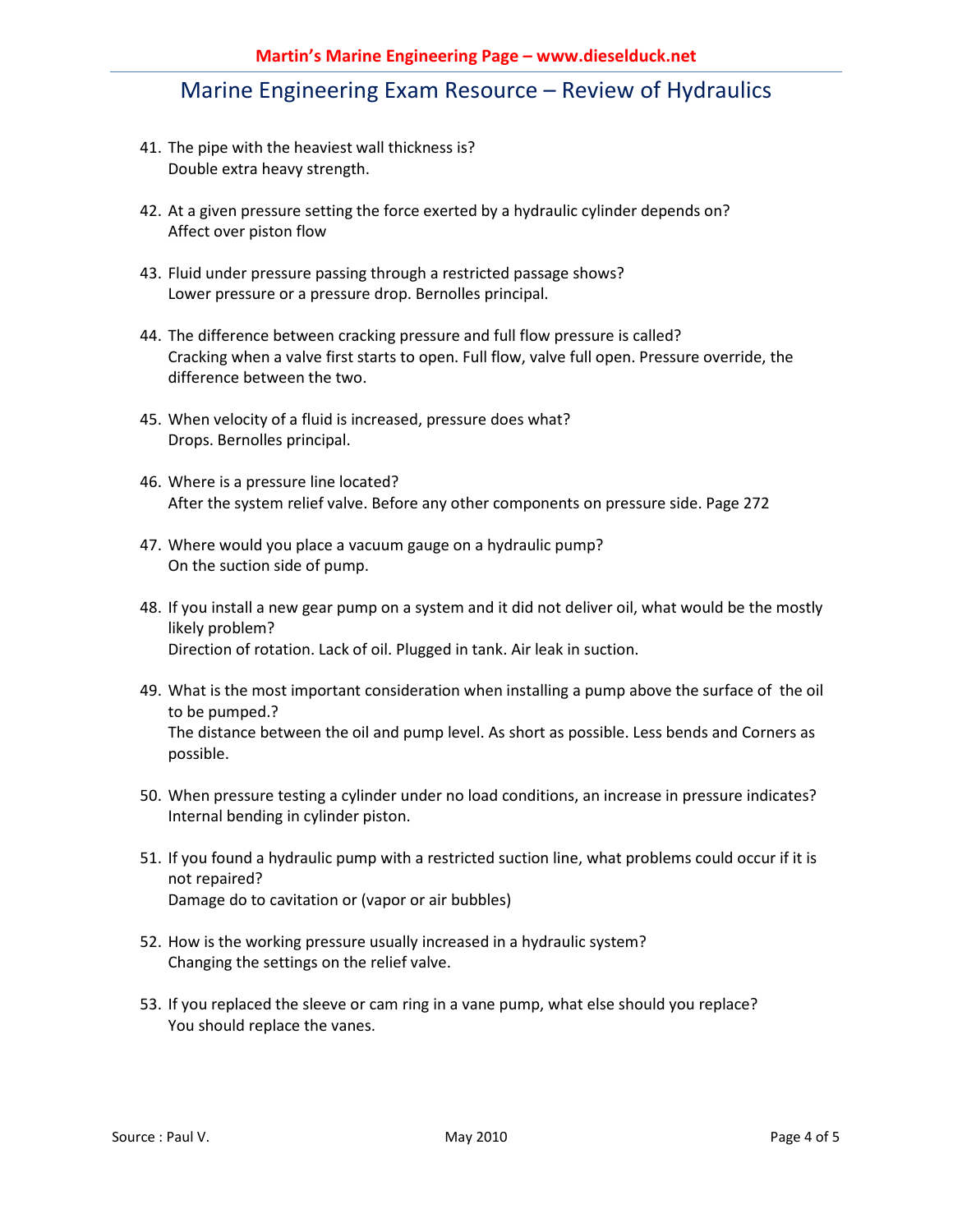41. The pipe with the heaviest wall thickness is?
    Double extra heavy strength.

42. At a given pressure setting the force exerted by a hydraulic cylinder depends on?
    Affect over piston flow

43. Fluid under pressure passing through a restricted passage shows?
    Lower pressure or a pressure drop. Bernolles principal.

44. The difference between cracking pressure and full flow pressure is called?
    Cracking when a valve first starts to open. Full flow, valve full open. Pressure override, the difference between the two.

45. When velocity of a fluid is increased, pressure does what?
    Drops. Bernolles principal.

46. Where is a pressure line located?
    After the system relief valve. Before any other components on pressure side. Page 272

47. Where would you place a vacuum gauge on a hydraulic pump?
    On the suction side of pump.

48. If you install a new gear pump on a system and it did not deliver oil, what would be the mostly likely problem?
    Direction of rotation. Lack of oil. Plugged in tank. Air leak in suction.

49. What is the most important consideration when installing a pump above the surface of the oil to be pumped.?
    The distance between the oil and pump level. As short as possible. Less bends and Corners as possible.

50. When pressure testing a cylinder under no load conditions, an increase in pressure indicates?
    Internal bending in cylinder piston.

51. If you found a hydraulic pump with a restricted suction line, what problems could occur if it is not repaired?
    Damage do to cavitation or (vapor or air bubbles)

52. How is the working pressure usually increased in a hydraulic system?
    Changing the settings on the relief valve.

53. If you replaced the sleeve or cam ring in a vane pump, what else should you replace?
    You should replace the vanes.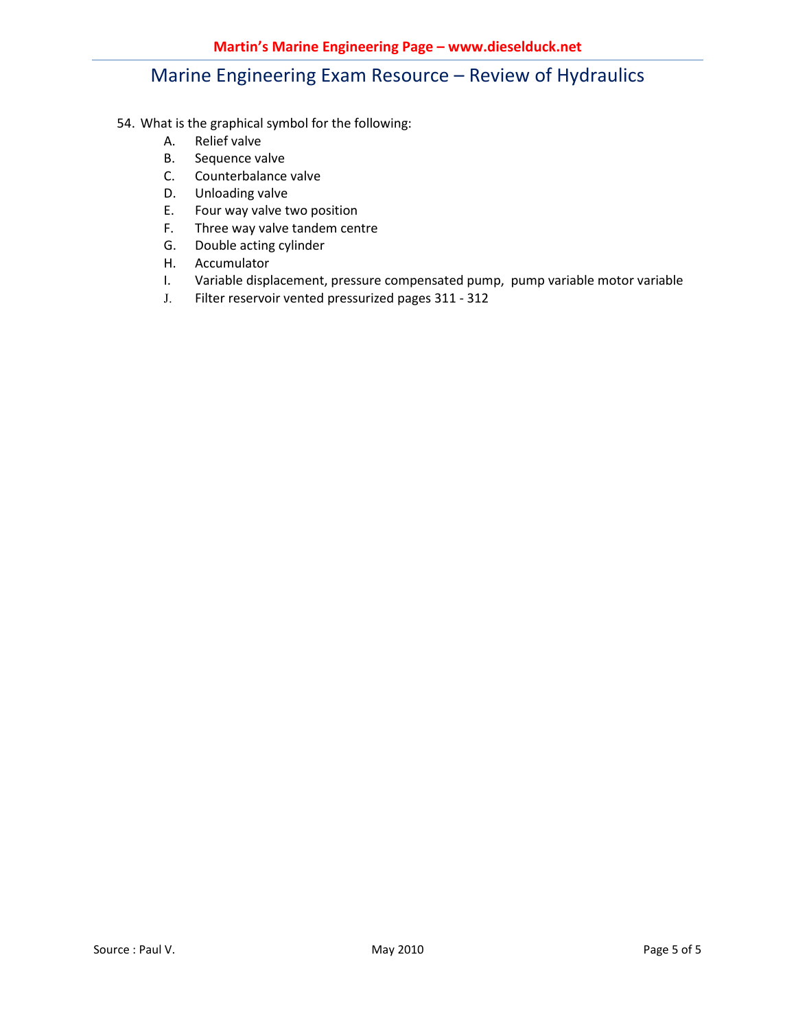54. What is the graphical symbol for the following:
    - A. Relief valve
    - B. Sequence valve
    - C. Counterbalance valve
    - D. Unloading valve
    - E. Four way valve two position
    - F. Three way valve tandem centre
    - G. Double acting cylinder
    - H. Accumulator
    - I. Variable displacement, pressure compensated pump, pump variable motor variable
    - J. Filter reservoir vented pressurized pages 311 - 312